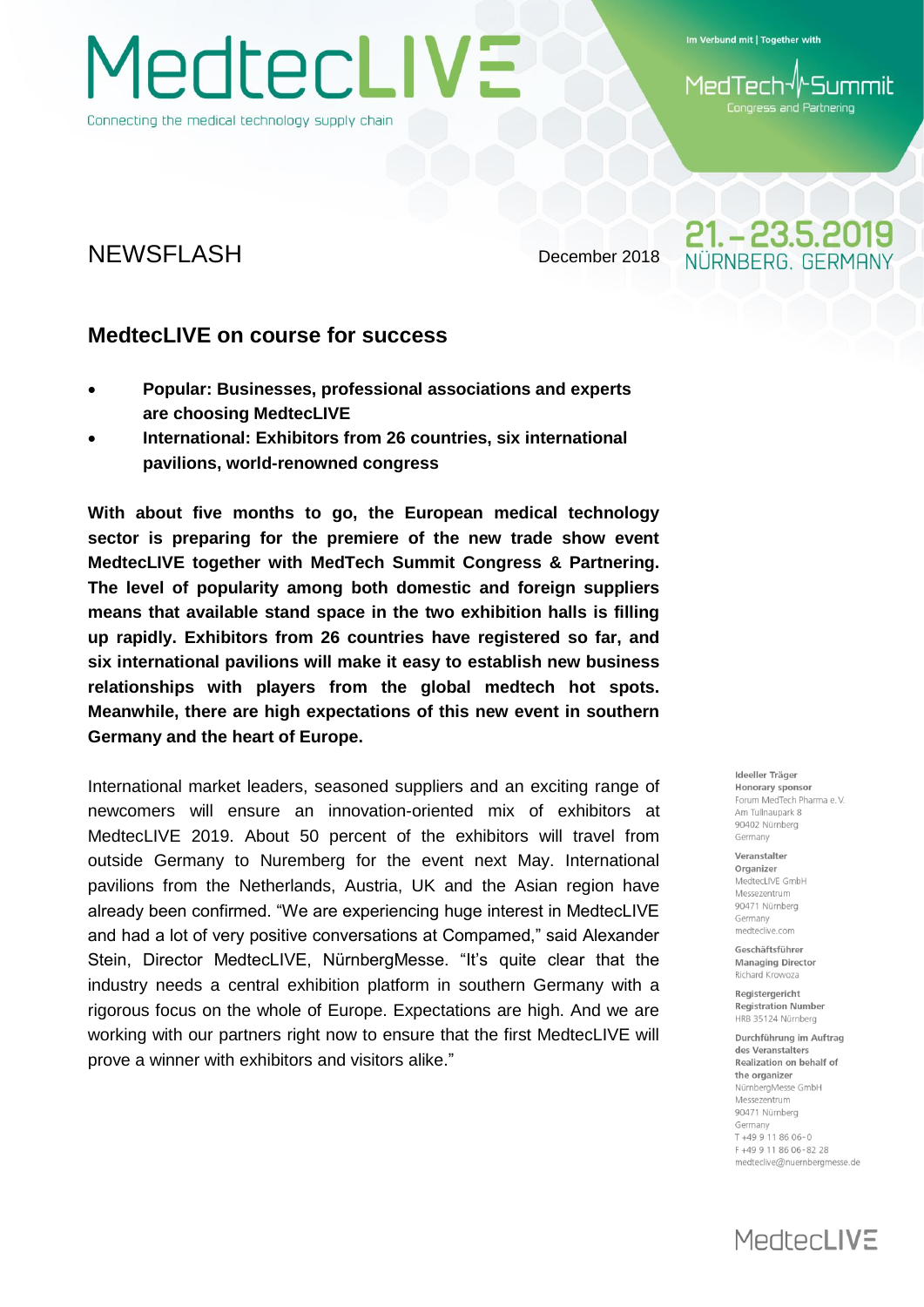# MedtecLIVE

Connecting the medical technology supply chain

Im Verbund mit | Together with

MedTech Summit
Congress and Partnering

21.–23.5.2019
NÜRNBERG, GERMANY

NEWSFLASH

December 2018

## MedtecLIVE on course for success

- **Popular: Businesses, professional associations and experts are choosing MedtecLIVE**
- **International: Exhibitors from 26 countries, six international pavilions, world-renowned congress**

**With about five months to go, the European medical technology sector is preparing for the premiere of the new trade show event MedtecLIVE together with MedTech Summit Congress & Partnering. The level of popularity among both domestic and foreign suppliers means that available stand space in the two exhibition halls is filling up rapidly. Exhibitors from 26 countries have registered so far, and six international pavilions will make it easy to establish new business relationships with players from the global medtech hot spots. Meanwhile, there are high expectations of this new event in southern Germany and the heart of Europe.**

International market leaders, seasoned suppliers and an exciting range of newcomers will ensure an innovation-oriented mix of exhibitors at MedtecLIVE 2019. About 50 percent of the exhibitors will travel from outside Germany to Nuremberg for the event next May. International pavilions from the Netherlands, Austria, UK and the Asian region have already been confirmed. “We are experiencing huge interest in MedtecLIVE and had a lot of very positive conversations at Compamed,” said Alexander Stein, Director MedtecLIVE, NürnbergMesse. “It’s quite clear that the industry needs a central exhibition platform in southern Germany with a rigorous focus on the whole of Europe. Expectations are high. And we are working with our partners right now to ensure that the first MedtecLIVE will prove a winner with exhibitors and visitors alike.”

**Ideeller Träger**
**Honorary sponsor**
Forum MedTech Pharma e. V.
Am Tullnaupark 8
90402 Nürnberg
Germany

**Veranstalter**
**Organizer**
MedtecLIVE GmbH
Messezentrum
90471 Nürnberg
Germany
medteclive.com

**Geschäftsführer**
**Managing Director**
Richard Krowoza

**Registergericht**
**Registration Number**
HRB 35124 Nürnberg

**Durchführung im Auftrag des Veranstalters**
**Realization on behalf of the organizer**
NürnbergMesse GmbH
Messezentrum
90471 Nürnberg
Germany
T +49 9 11 86 06-0
F +49 9 11 86 06-82 28
medteclive@nuernbergmesse.de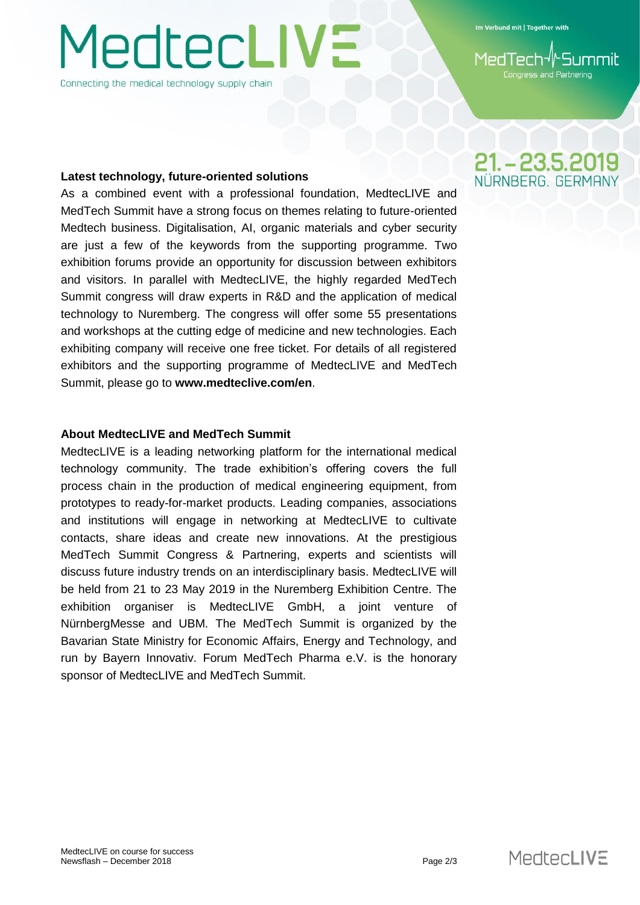## Latest technology, future-oriented solutions

As a combined event with a professional foundation, MedtecLIVE and MedTech Summit have a strong focus on themes relating to future-oriented Medtech business. Digitalisation, AI, organic materials and cyber security are just a few of the keywords from the supporting programme. Two exhibition forums provide an opportunity for discussion between exhibitors and visitors. In parallel with MedtecLIVE, the highly regarded MedTech Summit congress will draw experts in R&D and the application of medical technology to Nuremberg. The congress will offer some 55 presentations and workshops at the cutting edge of medicine and new technologies. Each exhibiting company will receive one free ticket. For details of all registered exhibitors and the supporting programme of MedtecLIVE and MedTech Summit, please go to **www.medteclive.com/en**.

## About MedtecLIVE and MedTech Summit

MedtecLIVE is a leading networking platform for the international medical technology community. The trade exhibition's offering covers the full process chain in the production of medical engineering equipment, from prototypes to ready-for-market products. Leading companies, associations and institutions will engage in networking at MedtecLIVE to cultivate contacts, share ideas and create new innovations. At the prestigious MedTech Summit Congress & Partnering, experts and scientists will discuss future industry trends on an interdisciplinary basis. MedtecLIVE will be held from 21 to 23 May 2019 in the Nuremberg Exhibition Centre. The exhibition organiser is MedtecLIVE GmbH, a joint venture of NürnbergMesse and UBM. The MedTech Summit is organized by the Bavarian State Ministry for Economic Affairs, Energy and Technology, and run by Bayern Innovativ. Forum MedTech Pharma e.V. is the honorary sponsor of MedtecLIVE and MedTech Summit.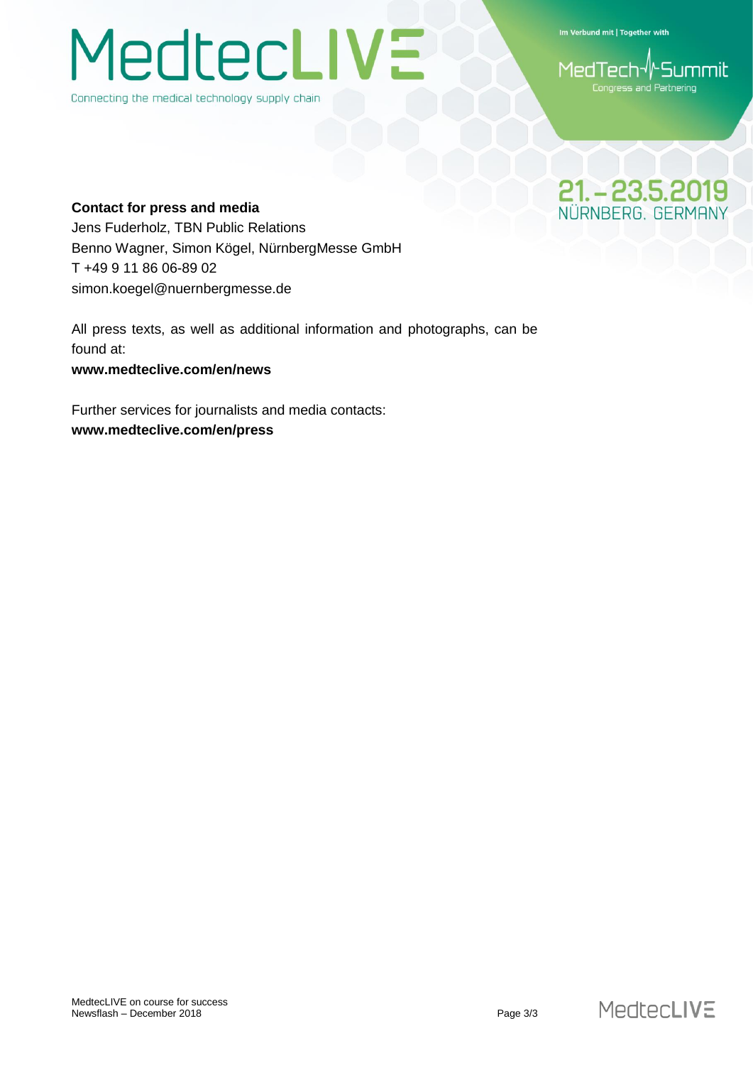**Contact for press and media**

Jens Fuderholz, TBN Public Relations
Benno Wagner, Simon Kögel, NürnbergMesse GmbH
T +49 9 11 86 06-89 02
simon.koegel@nuernbergmesse.de

All press texts, as well as additional information and photographs, can be found at:
**www.medteclive.com/en/news**

Further services for journalists and media contacts:
**www.medteclive.com/en/press**